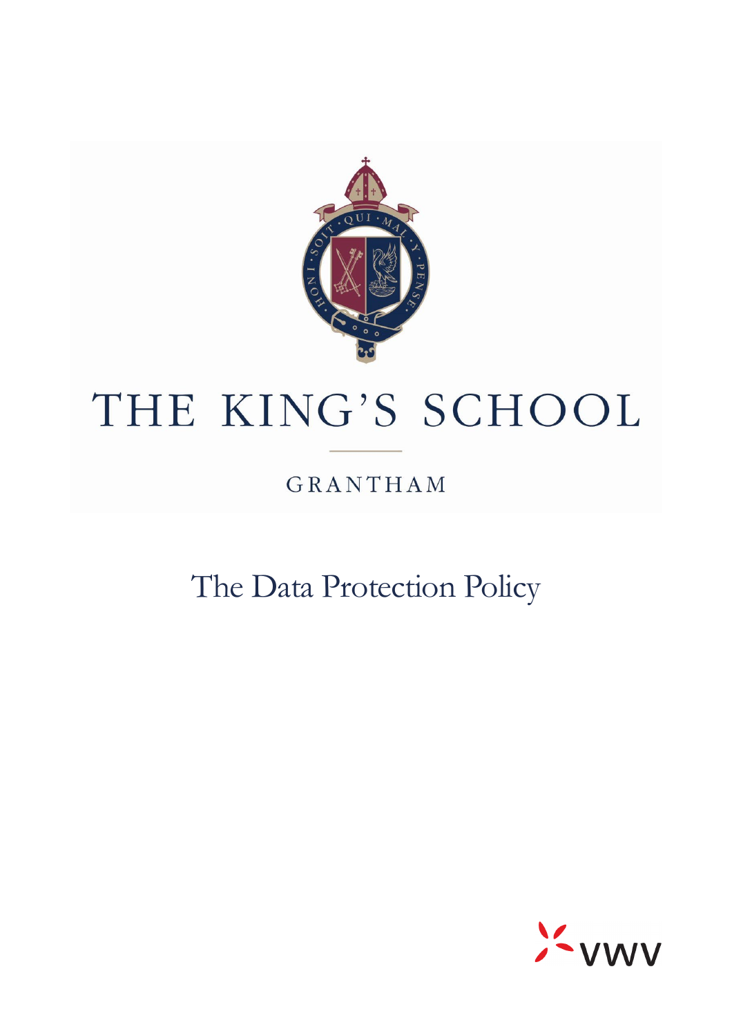# THE KING'S SCHOOL

GRANTHAM

## The Data Protection Policy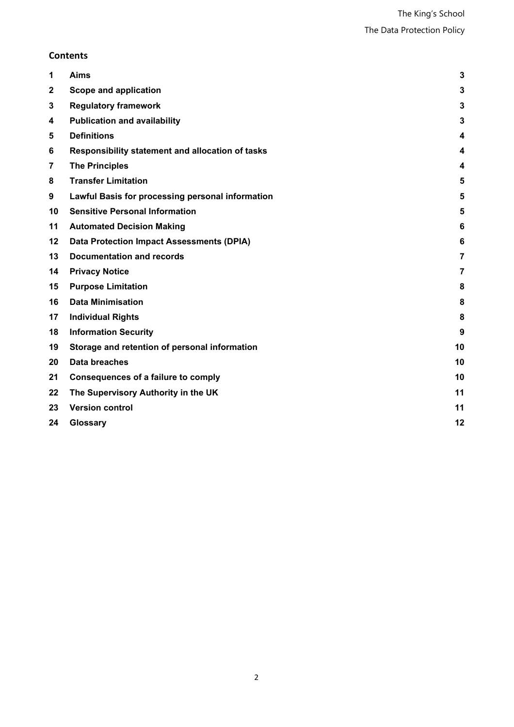## Contents

| | | |
|---|---|---|
| 1 | **Aims** | 3 |
| 2 | **Scope and application** | 3 |
| 3 | **Regulatory framework** | 3 |
| 4 | **Publication and availability** | 3 |
| 5 | **Definitions** | 4 |
| 6 | **Responsibility statement and allocation of tasks** | 4 |
| 7 | **The Principles** | 4 |
| 8 | **Transfer Limitation** | 5 |
| 9 | **Lawful Basis for processing personal information** | 5 |
| 10 | **Sensitive Personal Information** | 5 |
| 11 | **Automated Decision Making** | 6 |
| 12 | **Data Protection Impact Assessments (DPIA)** | 6 |
| 13 | **Documentation and records** | 7 |
| 14 | **Privacy Notice** | 7 |
| 15 | **Purpose Limitation** | 8 |
| 16 | **Data Minimisation** | 8 |
| 17 | **Individual Rights** | 8 |
| 18 | **Information Security** | 9 |
| 19 | **Storage and retention of personal information** | 10 |
| 20 | **Data breaches** | 10 |
| 21 | **Consequences of a failure to comply** | 10 |
| 22 | **The Supervisory Authority in the UK** | 11 |
| 23 | **Version control** | 11 |
| 24 | **Glossary** | 12 |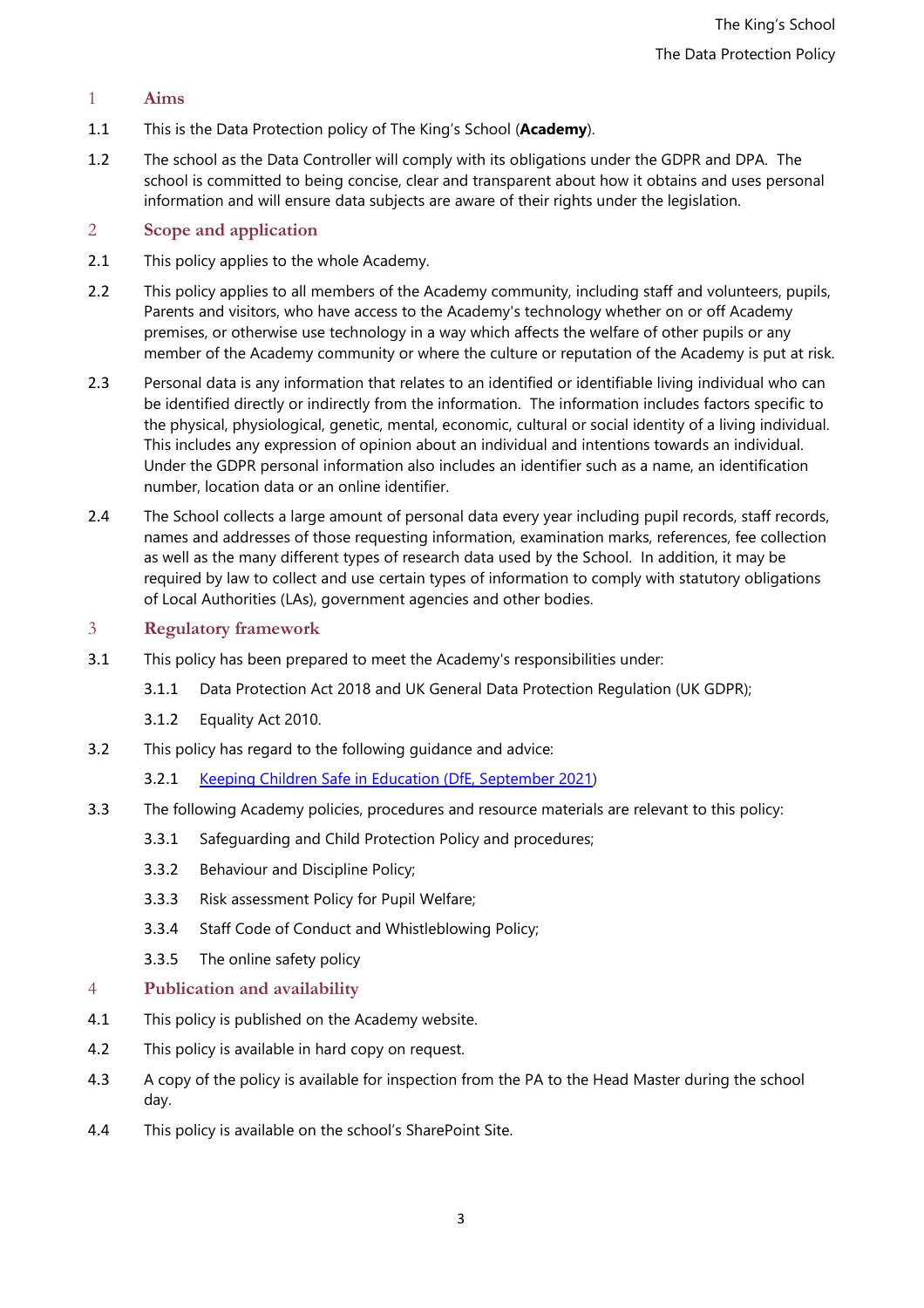## 1 Aims

1.1 This is the Data Protection policy of The King's School (**Academy**).

1.2 The school as the Data Controller will comply with its obligations under the GDPR and DPA. The school is committed to being concise, clear and transparent about how it obtains and uses personal information and will ensure data subjects are aware of their rights under the legislation.

## 2 Scope and application

2.1 This policy applies to the whole Academy.

2.2 This policy applies to all members of the Academy community, including staff and volunteers, pupils, Parents and visitors, who have access to the Academy's technology whether on or off Academy premises, or otherwise use technology in a way which affects the welfare of other pupils or any member of the Academy community or where the culture or reputation of the Academy is put at risk.

2.3 Personal data is any information that relates to an identified or identifiable living individual who can be identified directly or indirectly from the information. The information includes factors specific to the physical, physiological, genetic, mental, economic, cultural or social identity of a living individual. This includes any expression of opinion about an individual and intentions towards an individual. Under the GDPR personal information also includes an identifier such as a name, an identification number, location data or an online identifier.

2.4 The School collects a large amount of personal data every year including pupil records, staff records, names and addresses of those requesting information, examination marks, references, fee collection as well as the many different types of research data used by the School. In addition, it may be required by law to collect and use certain types of information to comply with statutory obligations of Local Authorities (LAs), government agencies and other bodies.

## 3 Regulatory framework

3.1 This policy has been prepared to meet the Academy's responsibilities under:

3.1.1 Data Protection Act 2018 and UK General Data Protection Regulation (UK GDPR);

3.1.2 Equality Act 2010.

3.2 This policy has regard to the following guidance and advice:

3.2.1 Keeping Children Safe in Education (DfE, September 2021)

3.3 The following Academy policies, procedures and resource materials are relevant to this policy:

3.3.1 Safeguarding and Child Protection Policy and procedures;

3.3.2 Behaviour and Discipline Policy;

3.3.3 Risk assessment Policy for Pupil Welfare;

3.3.4 Staff Code of Conduct and Whistleblowing Policy;

3.3.5 The online safety policy

## 4 Publication and availability

4.1 This policy is published on the Academy website.

4.2 This policy is available in hard copy on request.

4.3 A copy of the policy is available for inspection from the PA to the Head Master during the school day.

4.4 This policy is available on the school's SharePoint Site.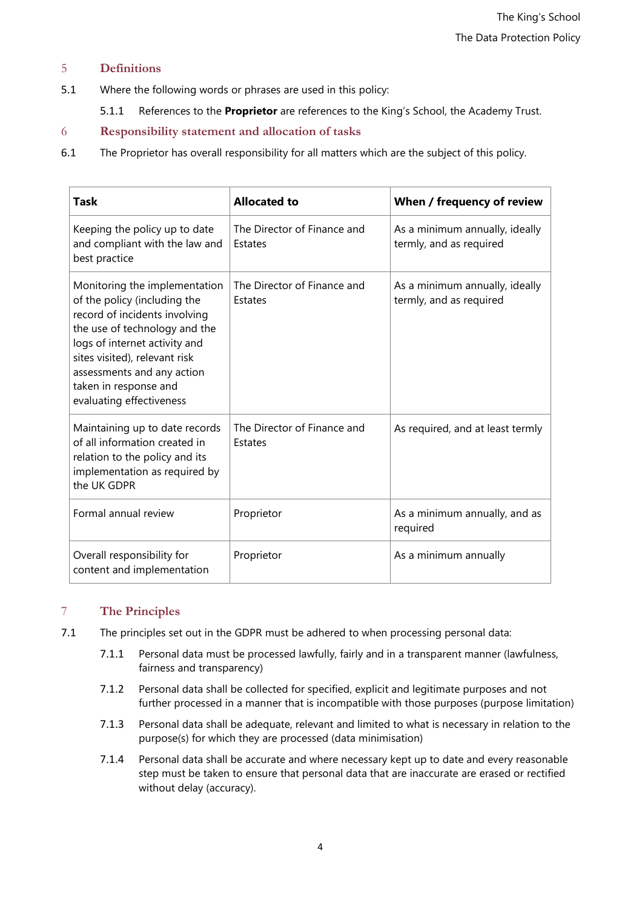## 5 Definitions

5.1 Where the following words or phrases are used in this policy:

5.1.1 References to the **Proprietor** are references to the King's School, the Academy Trust.

## 6 Responsibility statement and allocation of tasks

6.1 The Proprietor has overall responsibility for all matters which are the subject of this policy.

| Task | Allocated to | When / frequency of review |
|---|---|---|
| Keeping the policy up to date and compliant with the law and best practice | The Director of Finance and Estates | As a minimum annually, ideally termly, and as required |
| Monitoring the implementation of the policy (including the record of incidents involving the use of technology and the logs of internet activity and sites visited), relevant risk assessments and any action taken in response and evaluating effectiveness | The Director of Finance and Estates | As a minimum annually, ideally termly, and as required |
| Maintaining up to date records of all information created in relation to the policy and its implementation as required by the UK GDPR | The Director of Finance and Estates | As required, and at least termly |
| Formal annual review | Proprietor | As a minimum annually, and as required |
| Overall responsibility for content and implementation | Proprietor | As a minimum annually |

## 7 The Principles

7.1 The principles set out in the GDPR must be adhered to when processing personal data:

7.1.1 Personal data must be processed lawfully, fairly and in a transparent manner (lawfulness, fairness and transparency)

7.1.2 Personal data shall be collected for specified, explicit and legitimate purposes and not further processed in a manner that is incompatible with those purposes (purpose limitation)

7.1.3 Personal data shall be adequate, relevant and limited to what is necessary in relation to the purpose(s) for which they are processed (data minimisation)

7.1.4 Personal data shall be accurate and where necessary kept up to date and every reasonable step must be taken to ensure that personal data that are inaccurate are erased or rectified without delay (accuracy).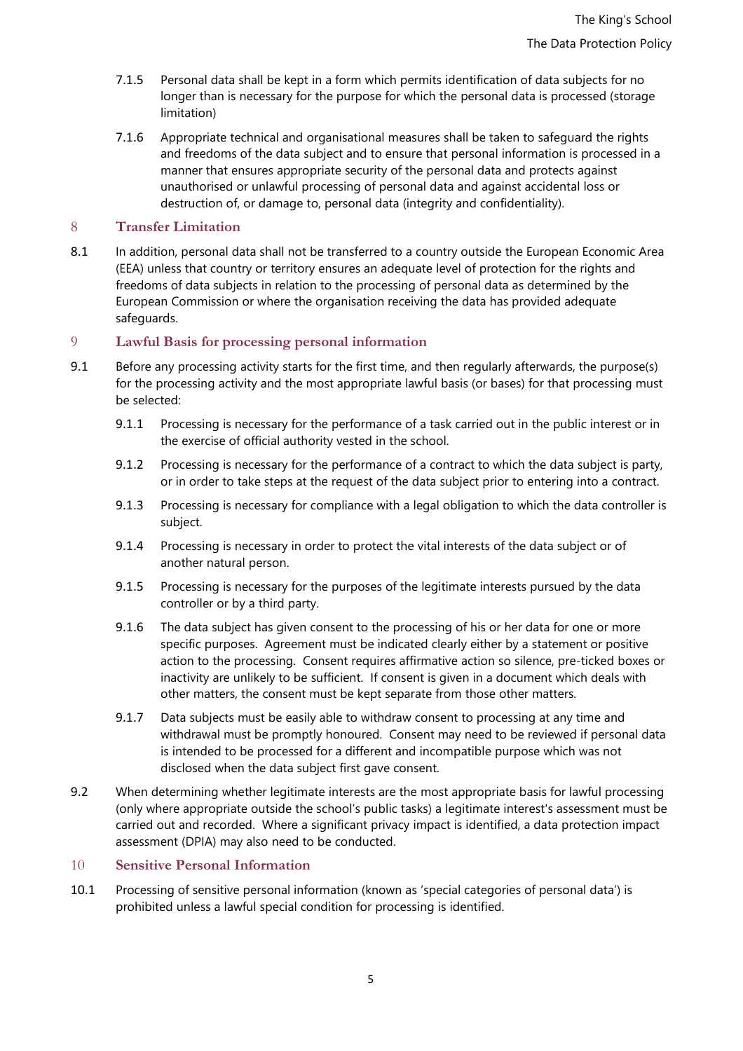7.1.5 Personal data shall be kept in a form which permits identification of data subjects for no longer than is necessary for the purpose for which the personal data is processed (storage limitation)

7.1.6 Appropriate technical and organisational measures shall be taken to safeguard the rights and freedoms of the data subject and to ensure that personal information is processed in a manner that ensures appropriate security of the personal data and protects against unauthorised or unlawful processing of personal data and against accidental loss or destruction of, or damage to, personal data (integrity and confidentiality).

## 8 Transfer Limitation

8.1 In addition, personal data shall not be transferred to a country outside the European Economic Area (EEA) unless that country or territory ensures an adequate level of protection for the rights and freedoms of data subjects in relation to the processing of personal data as determined by the European Commission or where the organisation receiving the data has provided adequate safeguards.

## 9 Lawful Basis for processing personal information

9.1 Before any processing activity starts for the first time, and then regularly afterwards, the purpose(s) for the processing activity and the most appropriate lawful basis (or bases) for that processing must be selected:

9.1.1 Processing is necessary for the performance of a task carried out in the public interest or in the exercise of official authority vested in the school.

9.1.2 Processing is necessary for the performance of a contract to which the data subject is party, or in order to take steps at the request of the data subject prior to entering into a contract.

9.1.3 Processing is necessary for compliance with a legal obligation to which the data controller is subject.

9.1.4 Processing is necessary in order to protect the vital interests of the data subject or of another natural person.

9.1.5 Processing is necessary for the purposes of the legitimate interests pursued by the data controller or by a third party.

9.1.6 The data subject has given consent to the processing of his or her data for one or more specific purposes. Agreement must be indicated clearly either by a statement or positive action to the processing. Consent requires affirmative action so silence, pre-ticked boxes or inactivity are unlikely to be sufficient. If consent is given in a document which deals with other matters, the consent must be kept separate from those other matters.

9.1.7 Data subjects must be easily able to withdraw consent to processing at any time and withdrawal must be promptly honoured. Consent may need to be reviewed if personal data is intended to be processed for a different and incompatible purpose which was not disclosed when the data subject first gave consent.

9.2 When determining whether legitimate interests are the most appropriate basis for lawful processing (only where appropriate outside the school's public tasks) a legitimate interest's assessment must be carried out and recorded. Where a significant privacy impact is identified, a data protection impact assessment (DPIA) may also need to be conducted.

## 10 Sensitive Personal Information

10.1 Processing of sensitive personal information (known as 'special categories of personal data') is prohibited unless a lawful special condition for processing is identified.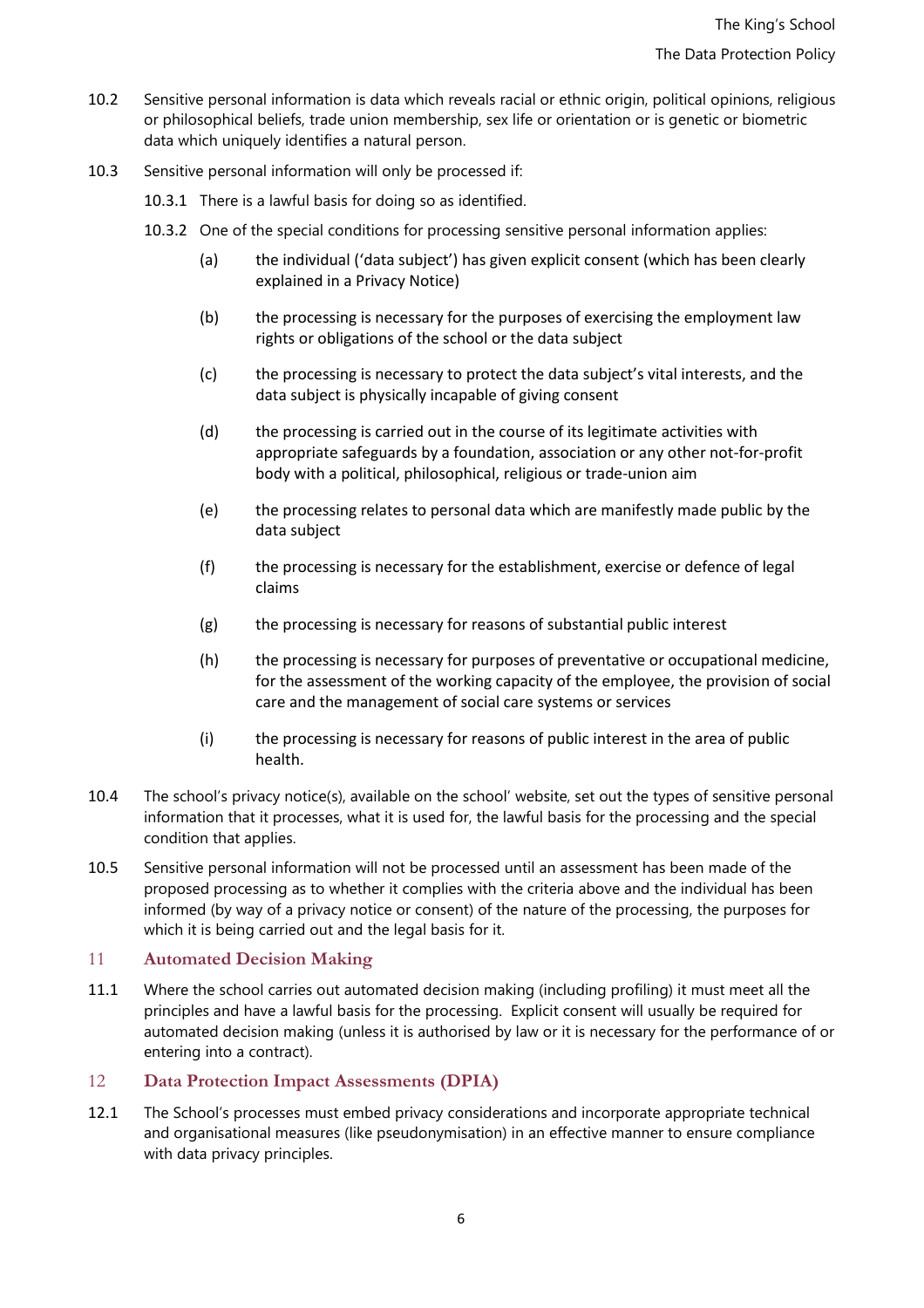10.2 Sensitive personal information is data which reveals racial or ethnic origin, political opinions, religious or philosophical beliefs, trade union membership, sex life or orientation or is genetic or biometric data which uniquely identifies a natural person.

10.3 Sensitive personal information will only be processed if:

10.3.1 There is a lawful basis for doing so as identified.

10.3.2 One of the special conditions for processing sensitive personal information applies:

(a) the individual ('data subject') has given explicit consent (which has been clearly explained in a Privacy Notice)

(b) the processing is necessary for the purposes of exercising the employment law rights or obligations of the school or the data subject

(c) the processing is necessary to protect the data subject's vital interests, and the data subject is physically incapable of giving consent

(d) the processing is carried out in the course of its legitimate activities with appropriate safeguards by a foundation, association or any other not-for-profit body with a political, philosophical, religious or trade-union aim

(e) the processing relates to personal data which are manifestly made public by the data subject

(f) the processing is necessary for the establishment, exercise or defence of legal claims

(g) the processing is necessary for reasons of substantial public interest

(h) the processing is necessary for purposes of preventative or occupational medicine, for the assessment of the working capacity of the employee, the provision of social care and the management of social care systems or services

(i) the processing is necessary for reasons of public interest in the area of public health.

10.4 The school's privacy notice(s), available on the school' website, set out the types of sensitive personal information that it processes, what it is used for, the lawful basis for the processing and the special condition that applies.

10.5 Sensitive personal information will not be processed until an assessment has been made of the proposed processing as to whether it complies with the criteria above and the individual has been informed (by way of a privacy notice or consent) of the nature of the processing, the purposes for which it is being carried out and the legal basis for it.

## 11 Automated Decision Making

11.1 Where the school carries out automated decision making (including profiling) it must meet all the principles and have a lawful basis for the processing. Explicit consent will usually be required for automated decision making (unless it is authorised by law or it is necessary for the performance of or entering into a contract).

## 12 Data Protection Impact Assessments (DPIA)

12.1 The School's processes must embed privacy considerations and incorporate appropriate technical and organisational measures (like pseudonymisation) in an effective manner to ensure compliance with data privacy principles.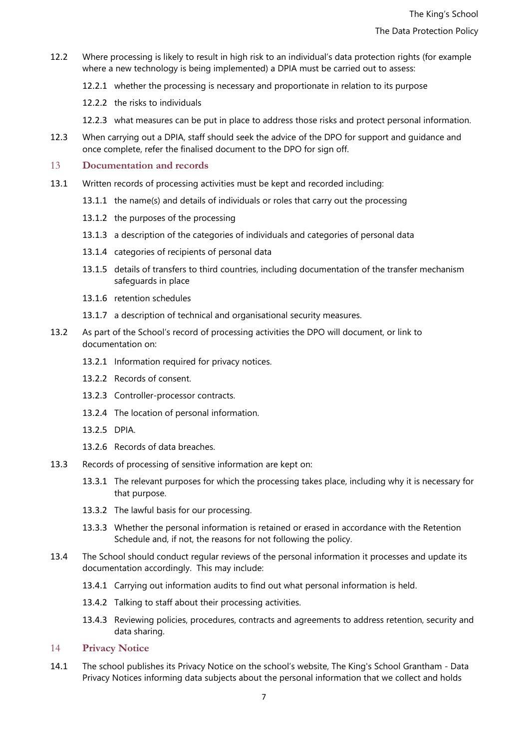12.2 Where processing is likely to result in high risk to an individual's data protection rights (for example where a new technology is being implemented) a DPIA must be carried out to assess:

12.2.1 whether the processing is necessary and proportionate in relation to its purpose

12.2.2 the risks to individuals

12.2.3 what measures can be put in place to address those risks and protect personal information.

12.3 When carrying out a DPIA, staff should seek the advice of the DPO for support and guidance and once complete, refer the finalised document to the DPO for sign off.

## 13 Documentation and records

13.1 Written records of processing activities must be kept and recorded including:

13.1.1 the name(s) and details of individuals or roles that carry out the processing

13.1.2 the purposes of the processing

13.1.3 a description of the categories of individuals and categories of personal data

13.1.4 categories of recipients of personal data

13.1.5 details of transfers to third countries, including documentation of the transfer mechanism safeguards in place

13.1.6 retention schedules

13.1.7 a description of technical and organisational security measures.

13.2 As part of the School's record of processing activities the DPO will document, or link to documentation on:

13.2.1 Information required for privacy notices.

13.2.2 Records of consent.

13.2.3 Controller-processor contracts.

13.2.4 The location of personal information.

13.2.5 DPIA.

13.2.6 Records of data breaches.

13.3 Records of processing of sensitive information are kept on:

13.3.1 The relevant purposes for which the processing takes place, including why it is necessary for that purpose.

13.3.2 The lawful basis for our processing.

13.3.3 Whether the personal information is retained or erased in accordance with the Retention Schedule and, if not, the reasons for not following the policy.

13.4 The School should conduct regular reviews of the personal information it processes and update its documentation accordingly. This may include:

13.4.1 Carrying out information audits to find out what personal information is held.

13.4.2 Talking to staff about their processing activities.

13.4.3 Reviewing policies, procedures, contracts and agreements to address retention, security and data sharing.

## 14 Privacy Notice

14.1 The school publishes its Privacy Notice on the school's website, The King's School Grantham - Data Privacy Notices informing data subjects about the personal information that we collect and holds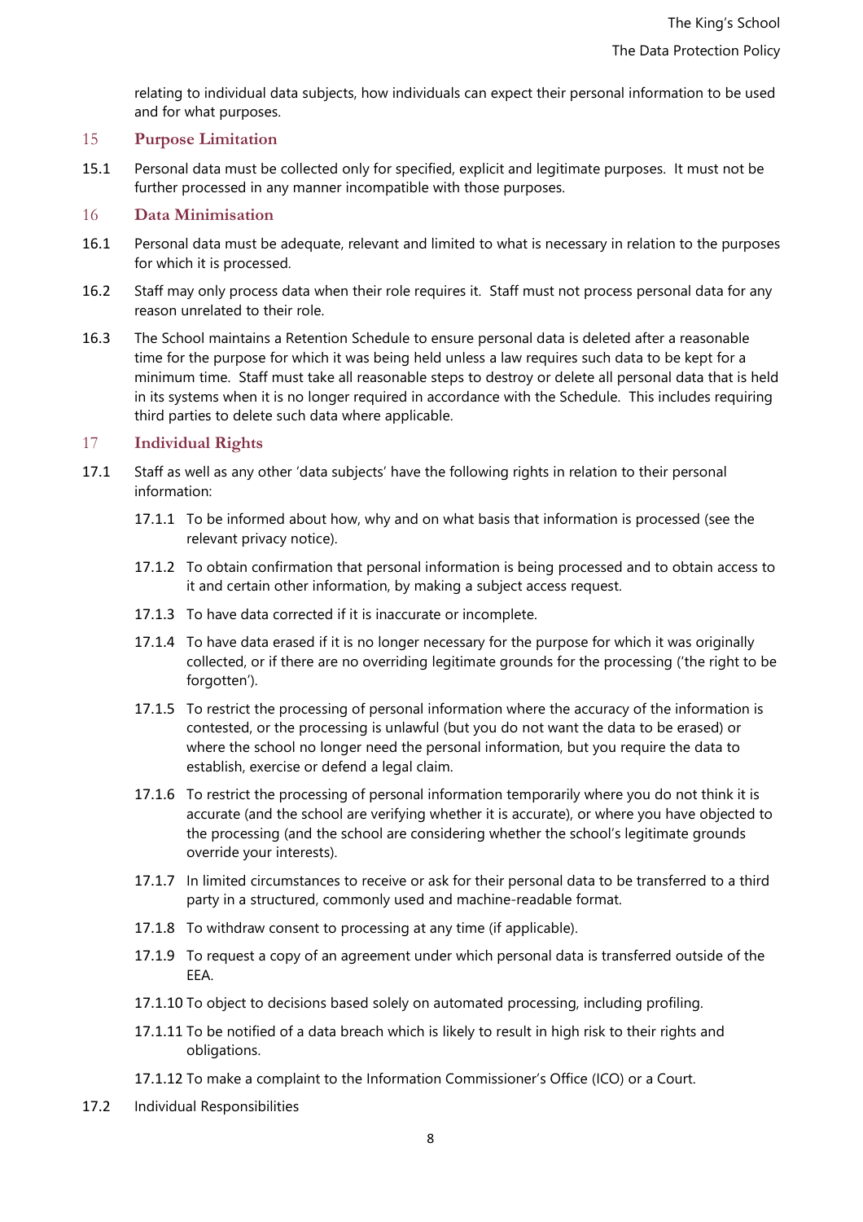relating to individual data subjects, how individuals can expect their personal information to be used and for what purposes.

## 15 Purpose Limitation

15.1 Personal data must be collected only for specified, explicit and legitimate purposes. It must not be further processed in any manner incompatible with those purposes.

## 16 Data Minimisation

16.1 Personal data must be adequate, relevant and limited to what is necessary in relation to the purposes for which it is processed.

16.2 Staff may only process data when their role requires it. Staff must not process personal data for any reason unrelated to their role.

16.3 The School maintains a Retention Schedule to ensure personal data is deleted after a reasonable time for the purpose for which it was being held unless a law requires such data to be kept for a minimum time. Staff must take all reasonable steps to destroy or delete all personal data that is held in its systems when it is no longer required in accordance with the Schedule. This includes requiring third parties to delete such data where applicable.

## 17 Individual Rights

17.1 Staff as well as any other 'data subjects' have the following rights in relation to their personal information:

- 17.1.1 To be informed about how, why and on what basis that information is processed (see the relevant privacy notice).
- 17.1.2 To obtain confirmation that personal information is being processed and to obtain access to it and certain other information, by making a subject access request.
- 17.1.3 To have data corrected if it is inaccurate or incomplete.
- 17.1.4 To have data erased if it is no longer necessary for the purpose for which it was originally collected, or if there are no overriding legitimate grounds for the processing ('the right to be forgotten').
- 17.1.5 To restrict the processing of personal information where the accuracy of the information is contested, or the processing is unlawful (but you do not want the data to be erased) or where the school no longer need the personal information, but you require the data to establish, exercise or defend a legal claim.
- 17.1.6 To restrict the processing of personal information temporarily where you do not think it is accurate (and the school are verifying whether it is accurate), or where you have objected to the processing (and the school are considering whether the school's legitimate grounds override your interests).
- 17.1.7 In limited circumstances to receive or ask for their personal data to be transferred to a third party in a structured, commonly used and machine-readable format.
- 17.1.8 To withdraw consent to processing at any time (if applicable).
- 17.1.9 To request a copy of an agreement under which personal data is transferred outside of the EEA.
- 17.1.10 To object to decisions based solely on automated processing, including profiling.
- 17.1.11 To be notified of a data breach which is likely to result in high risk to their rights and obligations.
- 17.1.12 To make a complaint to the Information Commissioner's Office (ICO) or a Court.

17.2 Individual Responsibilities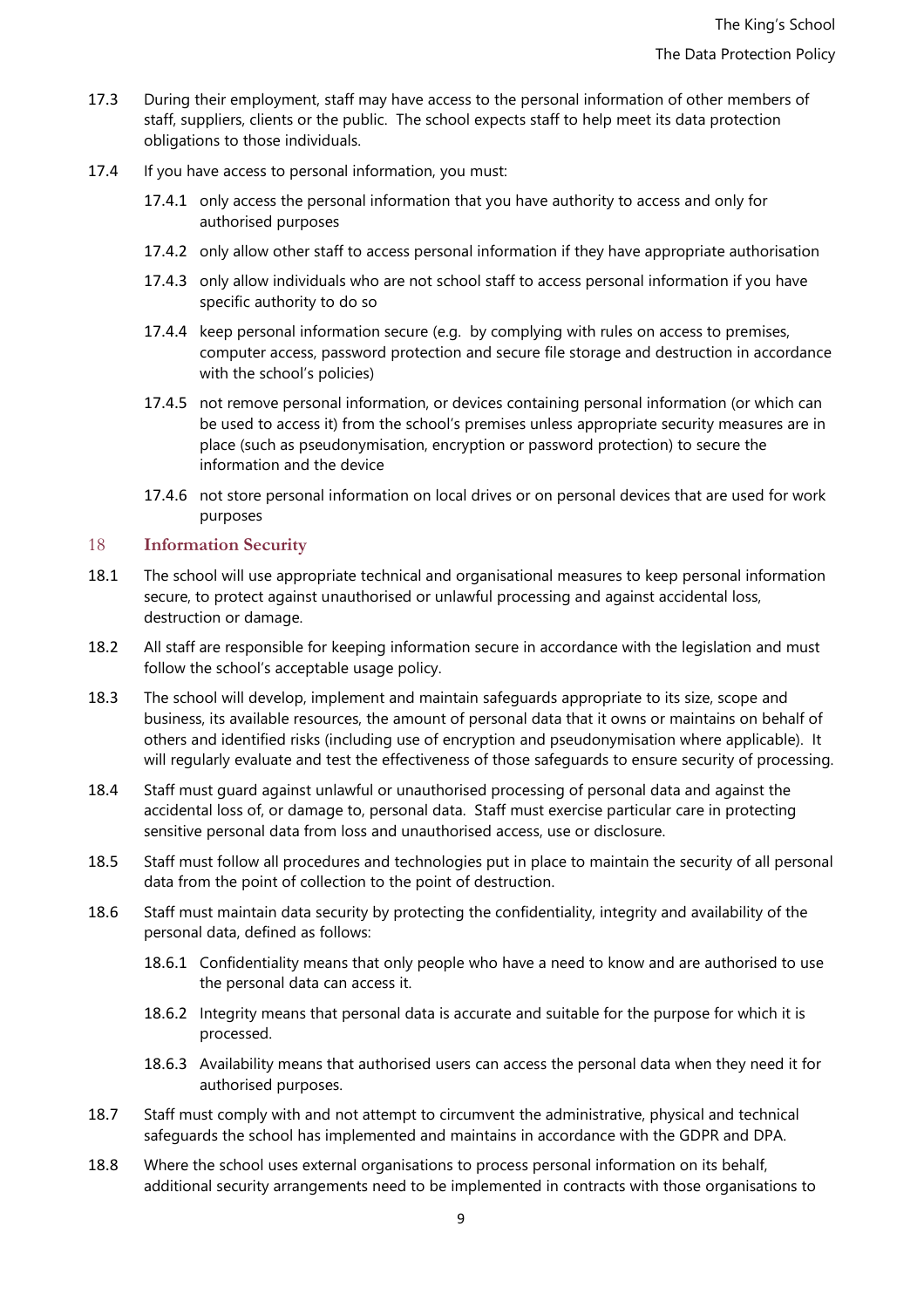17.3 During their employment, staff may have access to the personal information of other members of staff, suppliers, clients or the public. The school expects staff to help meet its data protection obligations to those individuals.

17.4 If you have access to personal information, you must:

- 17.4.1 only access the personal information that you have authority to access and only for authorised purposes
- 17.4.2 only allow other staff to access personal information if they have appropriate authorisation
- 17.4.3 only allow individuals who are not school staff to access personal information if you have specific authority to do so
- 17.4.4 keep personal information secure (e.g. by complying with rules on access to premises, computer access, password protection and secure file storage and destruction in accordance with the school's policies)
- 17.4.5 not remove personal information, or devices containing personal information (or which can be used to access it) from the school's premises unless appropriate security measures are in place (such as pseudonymisation, encryption or password protection) to secure the information and the device
- 17.4.6 not store personal information on local drives or on personal devices that are used for work purposes

## 18 Information Security

18.1 The school will use appropriate technical and organisational measures to keep personal information secure, to protect against unauthorised or unlawful processing and against accidental loss, destruction or damage.

18.2 All staff are responsible for keeping information secure in accordance with the legislation and must follow the school's acceptable usage policy.

18.3 The school will develop, implement and maintain safeguards appropriate to its size, scope and business, its available resources, the amount of personal data that it owns or maintains on behalf of others and identified risks (including use of encryption and pseudonymisation where applicable). It will regularly evaluate and test the effectiveness of those safeguards to ensure security of processing.

18.4 Staff must guard against unlawful or unauthorised processing of personal data and against the accidental loss of, or damage to, personal data. Staff must exercise particular care in protecting sensitive personal data from loss and unauthorised access, use or disclosure.

18.5 Staff must follow all procedures and technologies put in place to maintain the security of all personal data from the point of collection to the point of destruction.

18.6 Staff must maintain data security by protecting the confidentiality, integrity and availability of the personal data, defined as follows:

- 18.6.1 Confidentiality means that only people who have a need to know and are authorised to use the personal data can access it.
- 18.6.2 Integrity means that personal data is accurate and suitable for the purpose for which it is processed.
- 18.6.3 Availability means that authorised users can access the personal data when they need it for authorised purposes.

18.7 Staff must comply with and not attempt to circumvent the administrative, physical and technical safeguards the school has implemented and maintains in accordance with the GDPR and DPA.

18.8 Where the school uses external organisations to process personal information on its behalf, additional security arrangements need to be implemented in contracts with those organisations to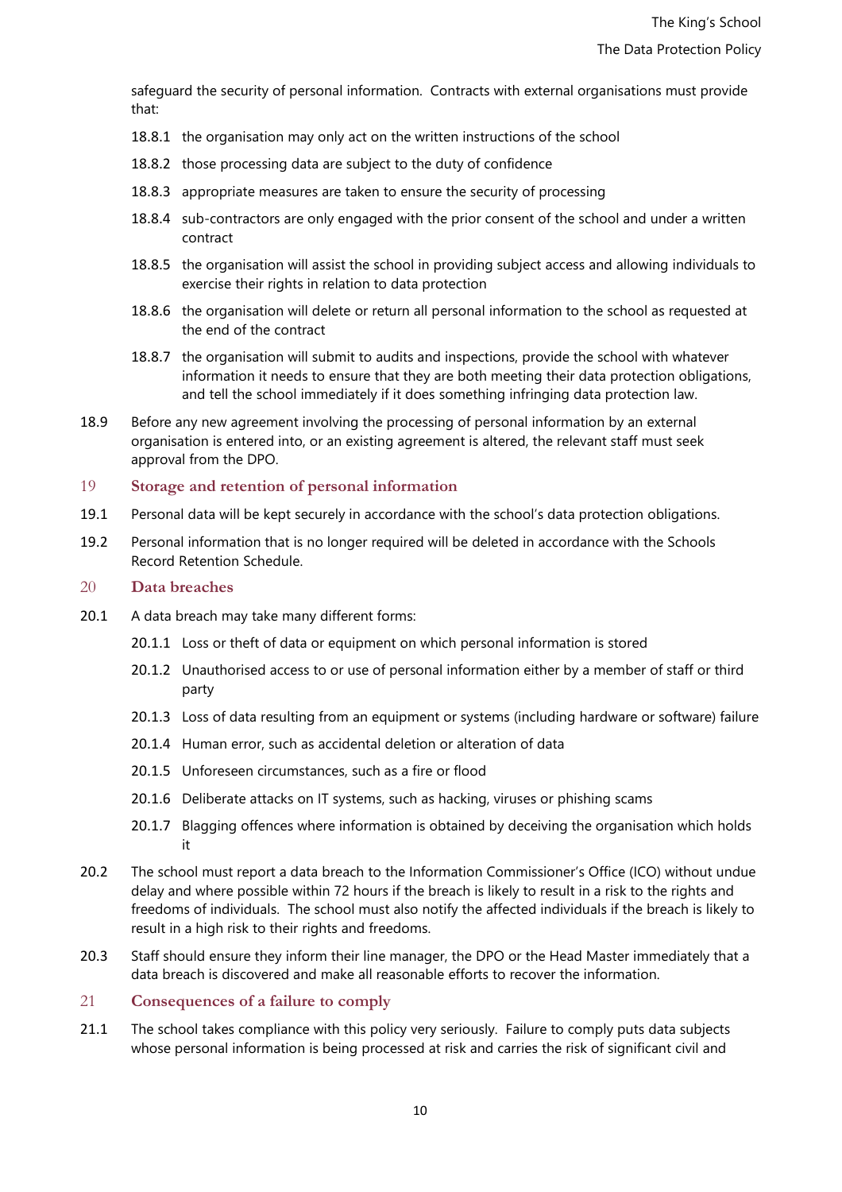safeguard the security of personal information. Contracts with external organisations must provide that:

- 18.8.1 the organisation may only act on the written instructions of the school
- 18.8.2 those processing data are subject to the duty of confidence
- 18.8.3 appropriate measures are taken to ensure the security of processing
- 18.8.4 sub-contractors are only engaged with the prior consent of the school and under a written contract
- 18.8.5 the organisation will assist the school in providing subject access and allowing individuals to exercise their rights in relation to data protection
- 18.8.6 the organisation will delete or return all personal information to the school as requested at the end of the contract
- 18.8.7 the organisation will submit to audits and inspections, provide the school with whatever information it needs to ensure that they are both meeting their data protection obligations, and tell the school immediately if it does something infringing data protection law.

18.9 Before any new agreement involving the processing of personal information by an external organisation is entered into, or an existing agreement is altered, the relevant staff must seek approval from the DPO.

## 19 Storage and retention of personal information

19.1 Personal data will be kept securely in accordance with the school's data protection obligations.

19.2 Personal information that is no longer required will be deleted in accordance with the Schools Record Retention Schedule.

## 20 Data breaches

20.1 A data breach may take many different forms:

- 20.1.1 Loss or theft of data or equipment on which personal information is stored
- 20.1.2 Unauthorised access to or use of personal information either by a member of staff or third party
- 20.1.3 Loss of data resulting from an equipment or systems (including hardware or software) failure
- 20.1.4 Human error, such as accidental deletion or alteration of data
- 20.1.5 Unforeseen circumstances, such as a fire or flood
- 20.1.6 Deliberate attacks on IT systems, such as hacking, viruses or phishing scams
- 20.1.7 Blagging offences where information is obtained by deceiving the organisation which holds it

20.2 The school must report a data breach to the Information Commissioner's Office (ICO) without undue delay and where possible within 72 hours if the breach is likely to result in a risk to the rights and freedoms of individuals. The school must also notify the affected individuals if the breach is likely to result in a high risk to their rights and freedoms.

20.3 Staff should ensure they inform their line manager, the DPO or the Head Master immediately that a data breach is discovered and make all reasonable efforts to recover the information.

## 21 Consequences of a failure to comply

21.1 The school takes compliance with this policy very seriously. Failure to comply puts data subjects whose personal information is being processed at risk and carries the risk of significant civil and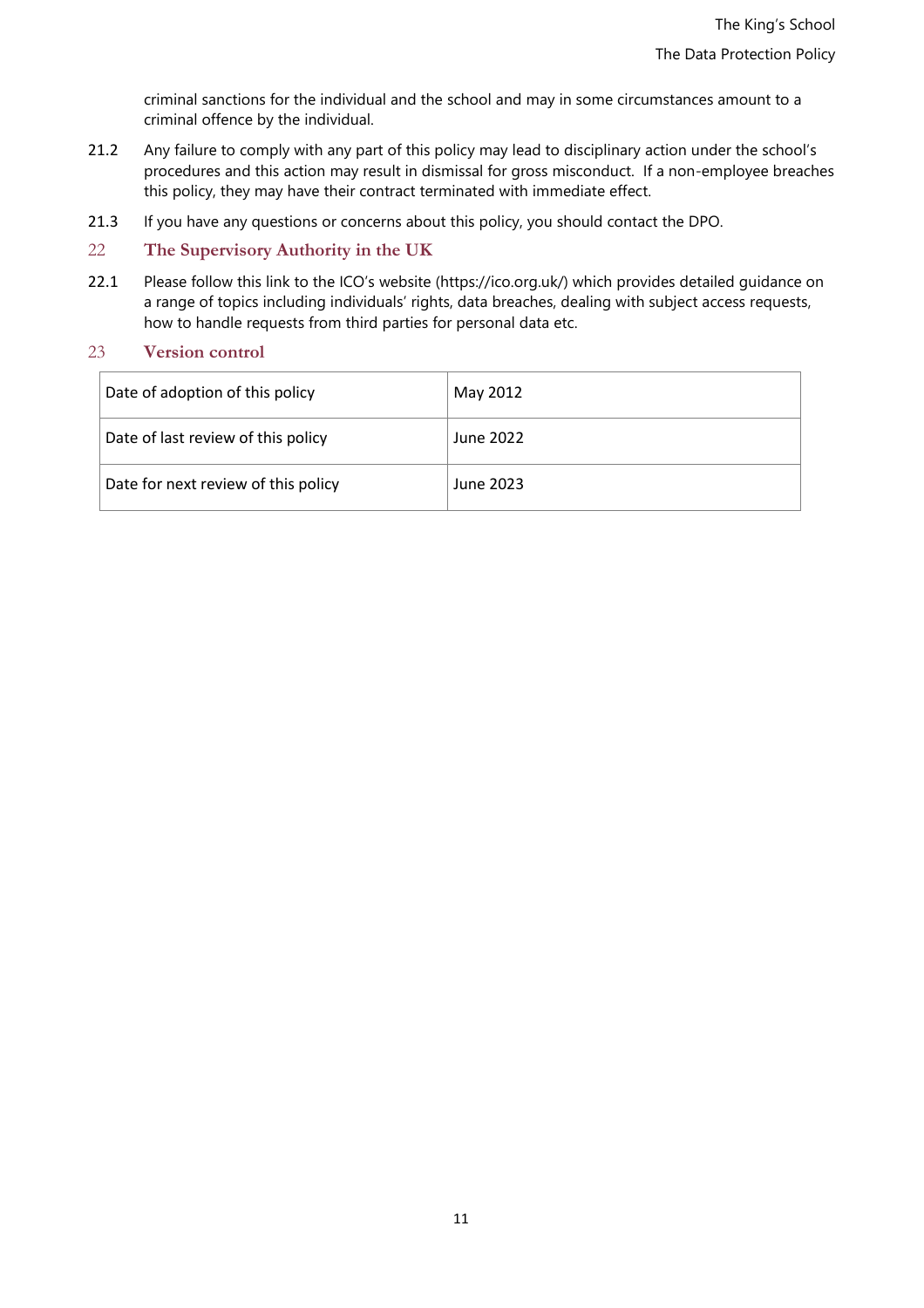criminal sanctions for the individual and the school and may in some circumstances amount to a criminal offence by the individual.

21.2 Any failure to comply with any part of this policy may lead to disciplinary action under the school's procedures and this action may result in dismissal for gross misconduct. If a non-employee breaches this policy, they may have their contract terminated with immediate effect.

21.3 If you have any questions or concerns about this policy, you should contact the DPO.

## 22 The Supervisory Authority in the UK

22.1 Please follow this link to the ICO's website (https://ico.org.uk/) which provides detailed guidance on a range of topics including individuals' rights, data breaches, dealing with subject access requests, how to handle requests from third parties for personal data etc.

## 23 Version control

| Date of adoption of this policy | May 2012 |
|---|---|
| Date of last review of this policy | June 2022 |
| Date for next review of this policy | June 2023 |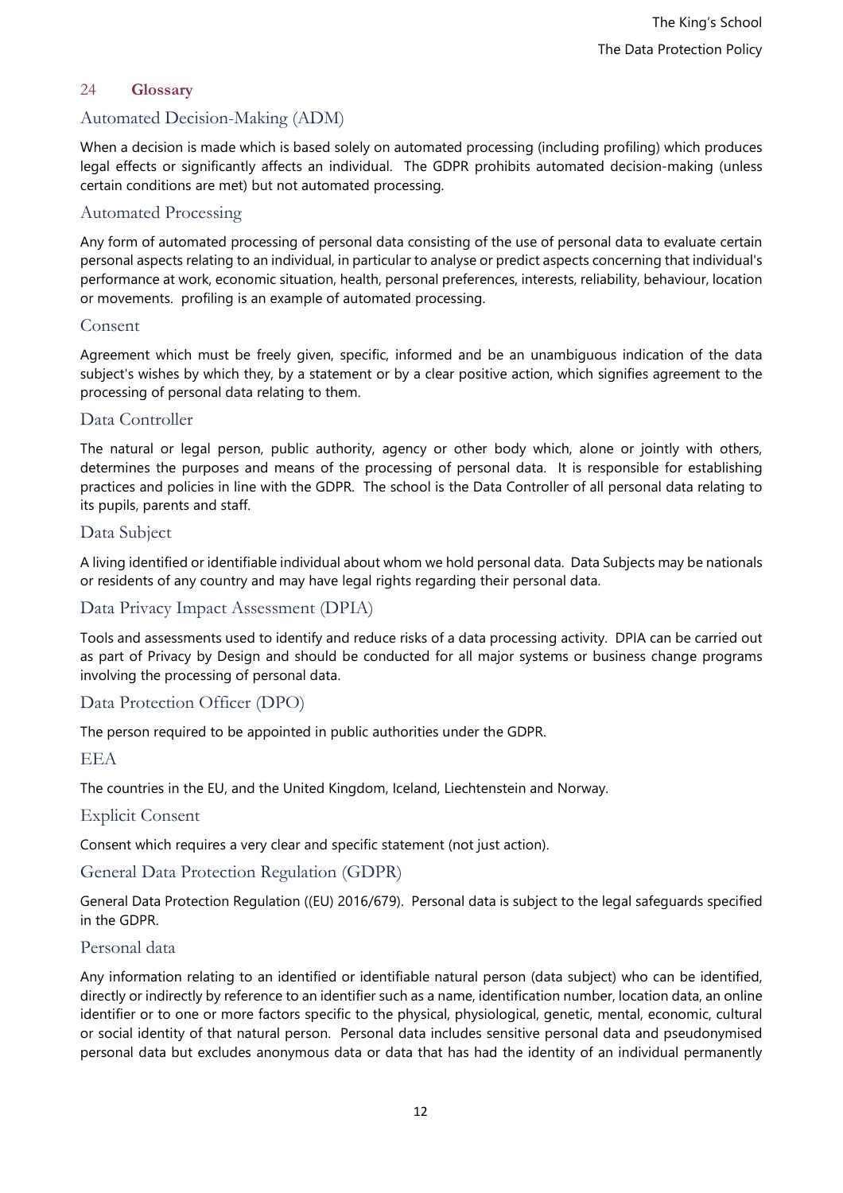## 24 Glossary

### Automated Decision-Making (ADM)

When a decision is made which is based solely on automated processing (including profiling) which produces legal effects or significantly affects an individual. The GDPR prohibits automated decision-making (unless certain conditions are met) but not automated processing.

### Automated Processing

Any form of automated processing of personal data consisting of the use of personal data to evaluate certain personal aspects relating to an individual, in particular to analyse or predict aspects concerning that individual's performance at work, economic situation, health, personal preferences, interests, reliability, behaviour, location or movements. profiling is an example of automated processing.

### Consent

Agreement which must be freely given, specific, informed and be an unambiguous indication of the data subject's wishes by which they, by a statement or by a clear positive action, which signifies agreement to the processing of personal data relating to them.

### Data Controller

The natural or legal person, public authority, agency or other body which, alone or jointly with others, determines the purposes and means of the processing of personal data. It is responsible for establishing practices and policies in line with the GDPR. The school is the Data Controller of all personal data relating to its pupils, parents and staff.

### Data Subject

A living identified or identifiable individual about whom we hold personal data. Data Subjects may be nationals or residents of any country and may have legal rights regarding their personal data.

### Data Privacy Impact Assessment (DPIA)

Tools and assessments used to identify and reduce risks of a data processing activity. DPIA can be carried out as part of Privacy by Design and should be conducted for all major systems or business change programs involving the processing of personal data.

### Data Protection Officer (DPO)

The person required to be appointed in public authorities under the GDPR.

### EEA

The countries in the EU, and the United Kingdom, Iceland, Liechtenstein and Norway.

### Explicit Consent

Consent which requires a very clear and specific statement (not just action).

### General Data Protection Regulation (GDPR)

General Data Protection Regulation ((EU) 2016/679). Personal data is subject to the legal safeguards specified in the GDPR.

### Personal data

Any information relating to an identified or identifiable natural person (data subject) who can be identified, directly or indirectly by reference to an identifier such as a name, identification number, location data, an online identifier or to one or more factors specific to the physical, physiological, genetic, mental, economic, cultural or social identity of that natural person. Personal data includes sensitive personal data and pseudonymised personal data but excludes anonymous data or data that has had the identity of an individual permanently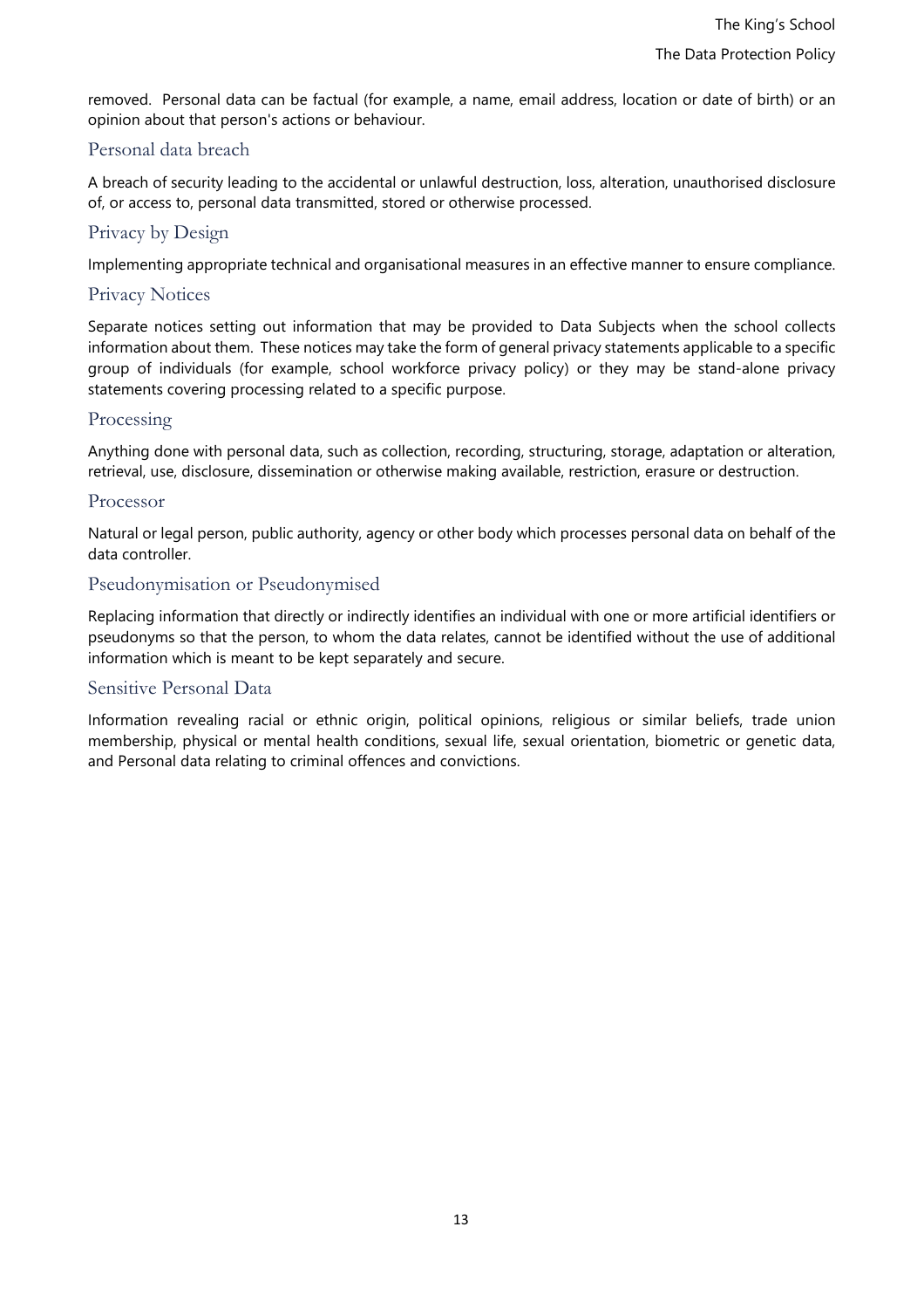removed. Personal data can be factual (for example, a name, email address, location or date of birth) or an opinion about that person's actions or behaviour.

### Personal data breach

A breach of security leading to the accidental or unlawful destruction, loss, alteration, unauthorised disclosure of, or access to, personal data transmitted, stored or otherwise processed.

### Privacy by Design

Implementing appropriate technical and organisational measures in an effective manner to ensure compliance.

### Privacy Notices

Separate notices setting out information that may be provided to Data Subjects when the school collects information about them. These notices may take the form of general privacy statements applicable to a specific group of individuals (for example, school workforce privacy policy) or they may be stand-alone privacy statements covering processing related to a specific purpose.

### Processing

Anything done with personal data, such as collection, recording, structuring, storage, adaptation or alteration, retrieval, use, disclosure, dissemination or otherwise making available, restriction, erasure or destruction.

### Processor

Natural or legal person, public authority, agency or other body which processes personal data on behalf of the data controller.

### Pseudonymisation or Pseudonymised

Replacing information that directly or indirectly identifies an individual with one or more artificial identifiers or pseudonyms so that the person, to whom the data relates, cannot be identified without the use of additional information which is meant to be kept separately and secure.

### Sensitive Personal Data

Information revealing racial or ethnic origin, political opinions, religious or similar beliefs, trade union membership, physical or mental health conditions, sexual life, sexual orientation, biometric or genetic data, and Personal data relating to criminal offences and convictions.